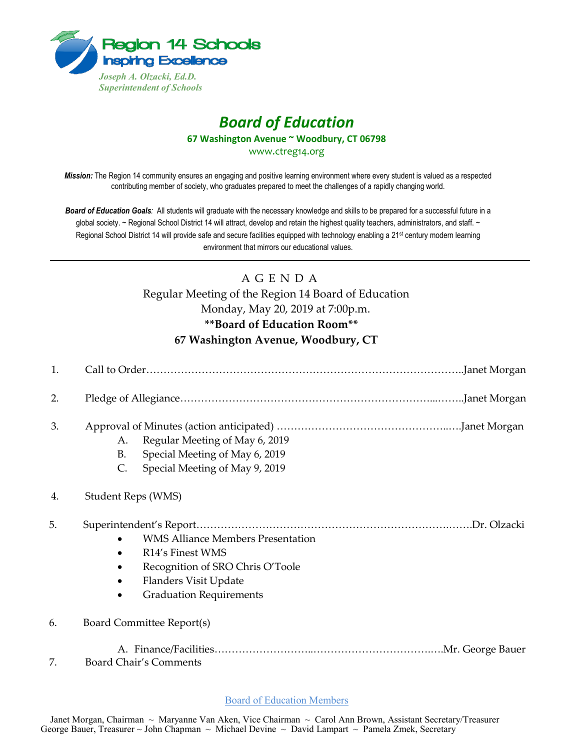Region 14 Schools
Inspiring Excellence
*Joseph A. Olzacki, Ed.D.*
*Superintendent of Schools*

# *Board of Education*

**67 Washington Avenue ~ Woodbury, CT 06798**
www.ctreg14.org

***Mission:*** The Region 14 community ensures an engaging and positive learning environment where every student is valued as a respected contributing member of society, who graduates prepared to meet the challenges of a rapidly changing world.

***Board of Education Goals****:* All students will graduate with the necessary knowledge and skills to be prepared for a successful future in a global society. ~ Regional School District 14 will attract, develop and retain the highest quality teachers, administrators, and staff. ~ Regional School District 14 will provide safe and secure facilities equipped with technology enabling a 21st century modern learning environment that mirrors our educational values.

---

A G E N D A
Regular Meeting of the Region 14 Board of Education
Monday, May 20, 2019 at 7:00p.m.
**\*\*Board of Education Room\*\***
**67 Washington Avenue, Woodbury, CT**

1. Call to Order……………………………………………………………………………..Janet Morgan
2. Pledge of Allegiance…………………………………………………………...……..Janet Morgan
3. Approval of Minutes (action anticipated) ……………………………………..….Janet Morgan
   A. Regular Meeting of May 6, 2019
   B. Special Meeting of May 6, 2019
   C. Special Meeting of May 9, 2019
4. Student Reps (WMS)
5. Superintendent's Report……………………………………………………….…….Dr. Olzacki
   - WMS Alliance Members Presentation
   - R14's Finest WMS
   - Recognition of SRO Chris O'Toole
   - Flanders Visit Update
   - Graduation Requirements
6. Board Committee Report(s)
   A. Finance/Facilities……………………..……………………………….….Mr. George Bauer
7. Board Chair's Comments

Board of Education Members

Janet Morgan, Chairman ~ Maryanne Van Aken, Vice Chairman ~ Carol Ann Brown, Assistant Secretary/Treasurer
George Bauer, Treasurer ~ John Chapman ~ Michael Devine ~ David Lampart ~ Pamela Zmek, Secretary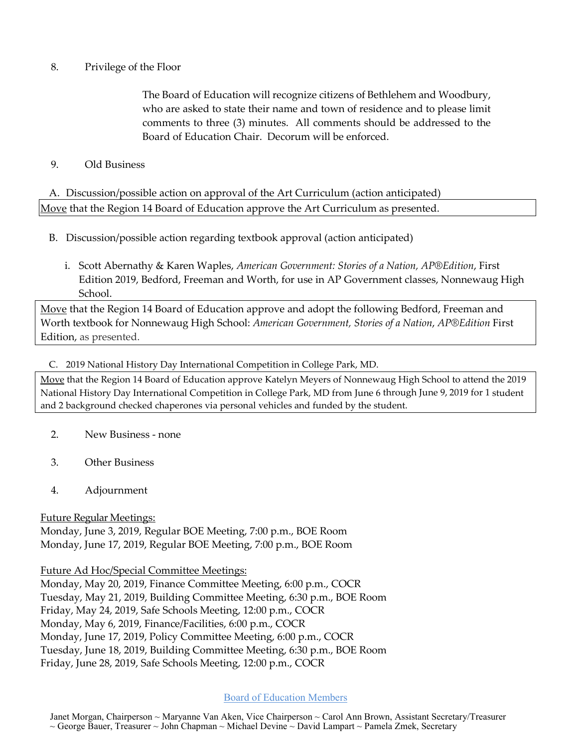8. Privilege of the Floor

The Board of Education will recognize citizens of Bethlehem and Woodbury, who are asked to state their name and town of residence and to please limit comments to three (3) minutes. All comments should be addressed to the Board of Education Chair. Decorum will be enforced.

9. Old Business

A. Discussion/possible action on approval of the Art Curriculum (action anticipated)

<u>Move</u> that the Region 14 Board of Education approve the Art Curriculum as presented.

B. Discussion/possible action regarding textbook approval (action anticipated)

i. Scott Abernathy & Karen Waples, *American Government: Stories of a Nation, AP®Edition*, First Edition 2019, Bedford, Freeman and Worth, for use in AP Government classes, Nonnewaug High School.

<u>Move</u> that the Region 14 Board of Education approve and adopt the following Bedford, Freeman and Worth textbook for Nonnewaug High School: *American Government, Stories of a Nation*, *AP®Edition* First Edition, as presented.

C. 2019 National History Day International Competition in College Park, MD.

<u>Move</u> that the Region 14 Board of Education approve Katelyn Meyers of Nonnewaug High School to attend the 2019 National History Day International Competition in College Park, MD from June 6 through June 9, 2019 for 1 student and 2 background checked chaperones via personal vehicles and funded by the student.

2. New Business - none

3. Other Business

4. Adjournment

<u>Future Regular Meetings:</u>
Monday, June 3, 2019, Regular BOE Meeting, 7:00 p.m., BOE Room
Monday, June 17, 2019, Regular BOE Meeting, 7:00 p.m., BOE Room

<u>Future Ad Hoc/Special Committee Meetings:</u>
Monday, May 20, 2019, Finance Committee Meeting, 6:00 p.m., COCR
Tuesday, May 21, 2019, Building Committee Meeting, 6:30 p.m., BOE Room
Friday, May 24, 2019, Safe Schools Meeting, 12:00 p.m., COCR
Monday, May 6, 2019, Finance/Facilities, 6:00 p.m., COCR
Monday, June 17, 2019, Policy Committee Meeting, 6:00 p.m., COCR
Tuesday, June 18, 2019, Building Committee Meeting, 6:30 p.m., BOE Room
Friday, June 28, 2019, Safe Schools Meeting, 12:00 p.m., COCR

Board of Education Members

Janet Morgan, Chairperson ~ Maryanne Van Aken, Vice Chairperson ~ Carol Ann Brown, Assistant Secretary/Treasurer ~ George Bauer, Treasurer ~ John Chapman ~ Michael Devine ~ David Lampart ~ Pamela Zmek, Secretary